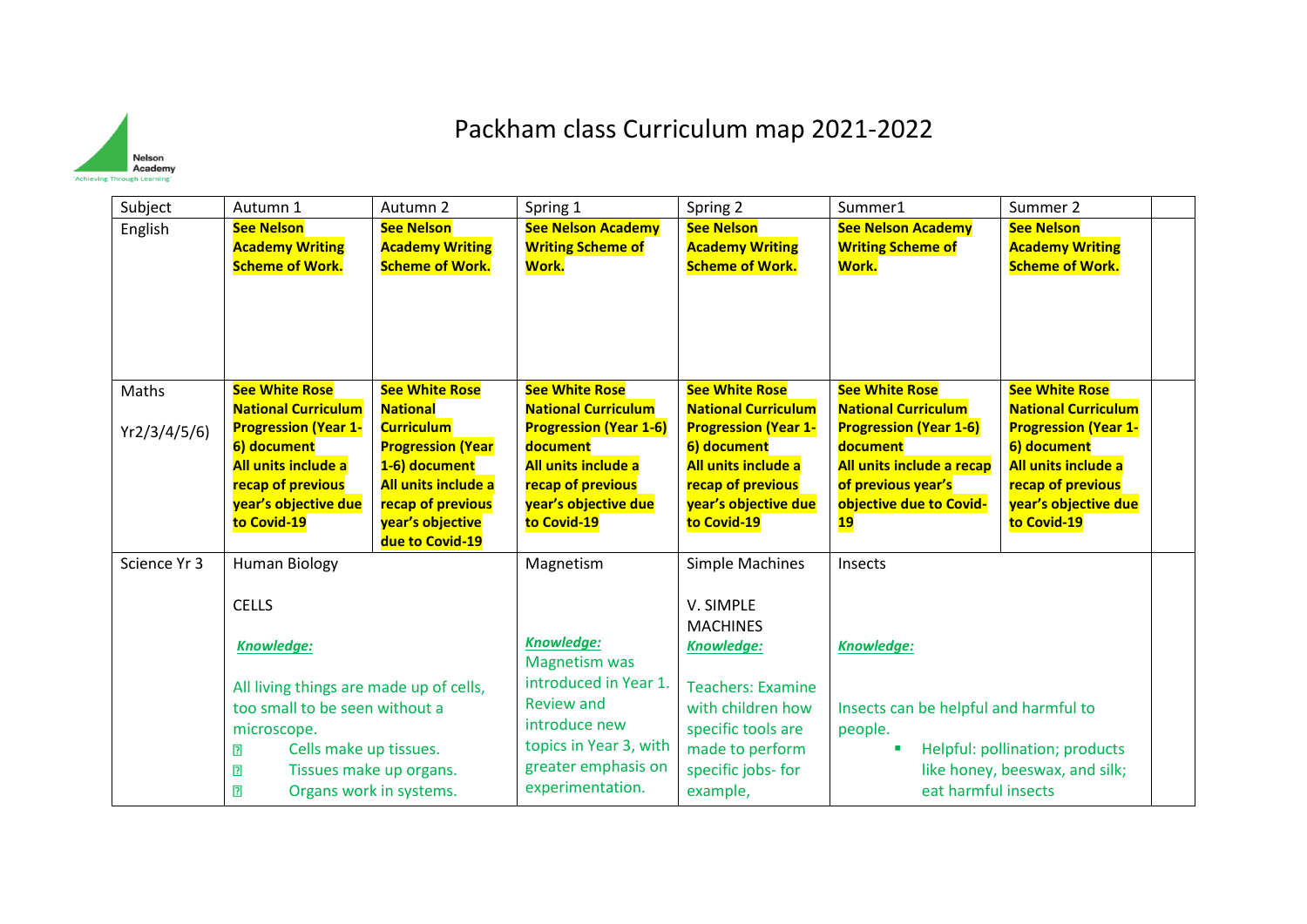# Packham class Curriculum map 2021-2022

| Subject | Autumn 1 | Autumn 2 | Spring 1 | Spring 2 | Summer1 | Summer 2 | |
|---|---|---|---|---|---|---|---|
| English | **See Nelson Academy Writing Scheme of Work.** | **See Nelson Academy Writing Scheme of Work.** | **See Nelson Academy Writing Scheme of Work.** | **See Nelson Academy Writing Scheme of Work.** | **See Nelson Academy Writing Scheme of Work.** | **See Nelson Academy Writing Scheme of Work.** | |
| Maths<br><br>Yr2/3/4/5/6) | **See White Rose National Curriculum Progression (Year 1-6) document All units include a recap of previous year's objective due to Covid-19** | **See White Rose National Curriculum Progression (Year 1-6) document All units include a recap of previous year's objective due to Covid-19** | **See White Rose National Curriculum Progression (Year 1-6) document All units include a recap of previous year's objective due to Covid-19** | **See White Rose National Curriculum Progression (Year 1-6) document All units include a recap of previous year's objective due to Covid-19** | **See White Rose National Curriculum Progression (Year 1-6) document All units include a recap of previous year's objective due to Covid-19** | **See White Rose National Curriculum Progression (Year 1-6) document All units include a recap of previous year's objective due to Covid-19** | |
| Science Yr 3 | Human Biology<br><br>CELLS<br><br>***Knowledge:***<br><br>All living things are made up of cells, too small to be seen without a microscope.<br>- Cells make up tissues.<br>- Tissues make up organs.<br>- Organs work in systems. | | Magnetism<br><br>***Knowledge:***<br>Magnetism was introduced in Year 1. Review and introduce new topics in Year 3, with greater emphasis on experimentation. | Simple Machines<br><br>V. SIMPLE MACHINES<br>***Knowledge:***<br><br>Teachers: Examine with children how specific tools are made to perform specific jobs- for example, | Insects<br><br>***Knowledge:***<br><br>Insects can be helpful and harmful to people.<br>- Helpful: pollination; products like honey, beeswax, and silk; eat harmful insects | | |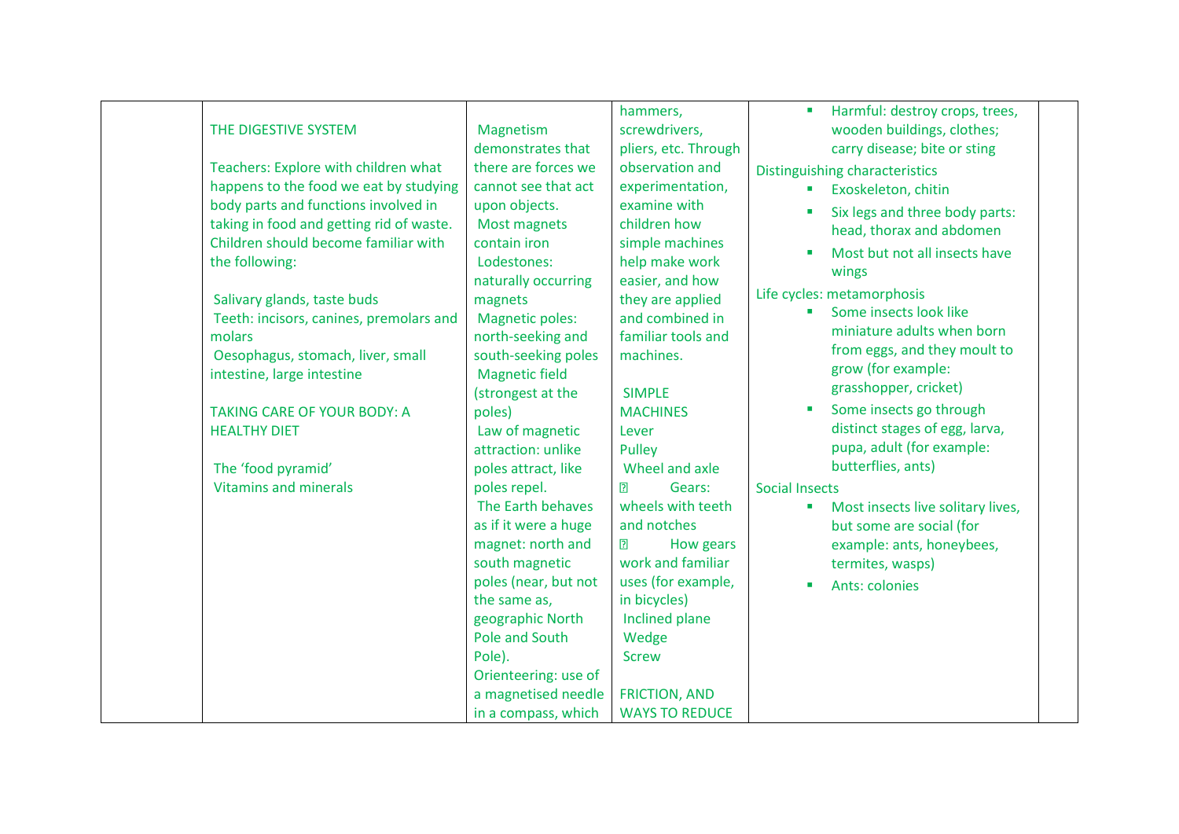| | | | | | |
|---|---|---|---|---|---|
| | THE DIGESTIVE SYSTEM<br><br>Teachers: Explore with children what happens to the food we eat by studying body parts and functions involved in taking in food and getting rid of waste. Children should become familiar with the following:<br><br>Salivary glands, taste buds<br>Teeth: incisors, canines, premolars and molars<br>Oesophagus, stomach, liver, small intestine, large intestine<br><br>TAKING CARE OF YOUR BODY: A HEALTHY DIET<br><br>The 'food pyramid'<br>Vitamins and minerals | Magnetism demonstrates that there are forces we cannot see that act upon objects.<br>Most magnets contain iron<br>Lodestones: naturally occurring magnets<br>Magnetic poles: north-seeking and south-seeking poles<br>Magnetic field (strongest at the poles)<br>Law of magnetic attraction: unlike poles attract, like poles repel.<br>The Earth behaves as if it were a huge magnet: north and south magnetic poles (near, but not the same as, geographic North Pole and South Pole).<br>Orienteering: use of a magnetised needle in a compass, which | hammers, screwdrivers, pliers, etc. Through observation and experimentation, examine with children how simple machines help make work easier, and how they are applied and combined in familiar tools and machines.<br><br>SIMPLE MACHINES<br>Lever<br>Pulley<br>Wheel and axle<br>- Gears: wheels with teeth and notches<br>- How gears work and familiar uses (for example, in bicycles)<br>Inclined plane<br>Wedge<br>Screw<br><br>FRICTION, AND WAYS TO REDUCE | - Harmful: destroy crops, trees, wooden buildings, clothes; carry disease; bite or sting<br><br>Distinguishing characteristics<br>- Exoskeleton, chitin<br>- Six legs and three body parts: head, thorax and abdomen<br>- Most but not all insects have wings<br><br>Life cycles: metamorphosis<br>- Some insects look like miniature adults when born from eggs, and they moult to grow (for example: grasshopper, cricket)<br>- Some insects go through distinct stages of egg, larva, pupa, adult (for example: butterflies, ants)<br><br>Social Insects<br>- Most insects live solitary lives, but some are social (for example: ants, honeybees, termites, wasps)<br>- Ants: colonies | |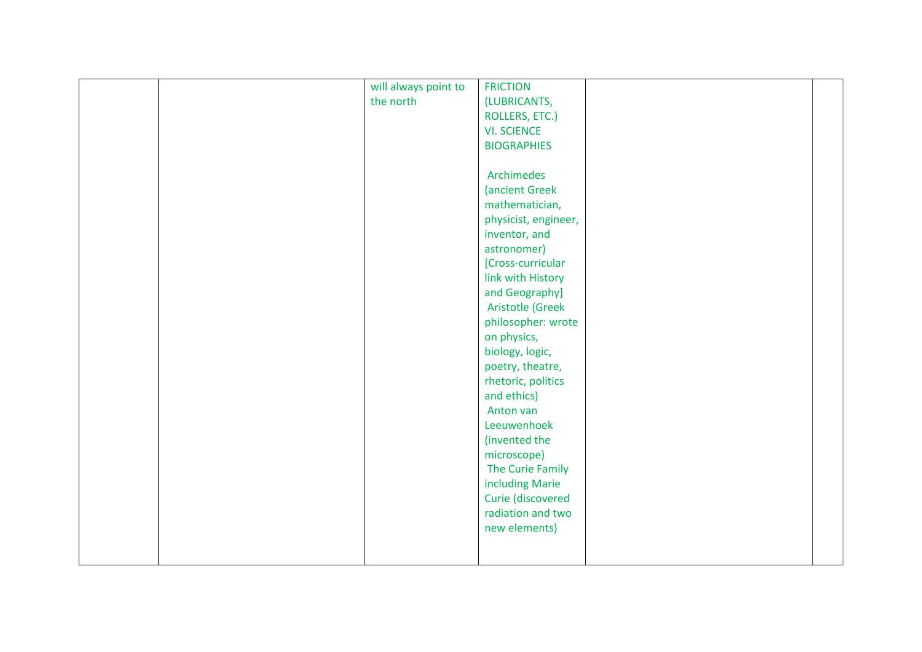|  |  | will always point to the north | FRICTION (LUBRICANTS, ROLLERS, ETC.)<br>VI. SCIENCE BIOGRAPHIES<br><br>Archimedes (ancient Greek mathematician, physicist, engineer, inventor, and astronomer) [Cross-curricular link with History and Geography]<br>Aristotle (Greek philosopher: wrote on physics, biology, logic, poetry, theatre, rhetoric, politics and ethics)<br>Anton van Leeuwenhoek (invented the microscope)<br>The Curie Family including Marie Curie (discovered radiation and two new elements) |  |  |
|---|---|---|---|---|---|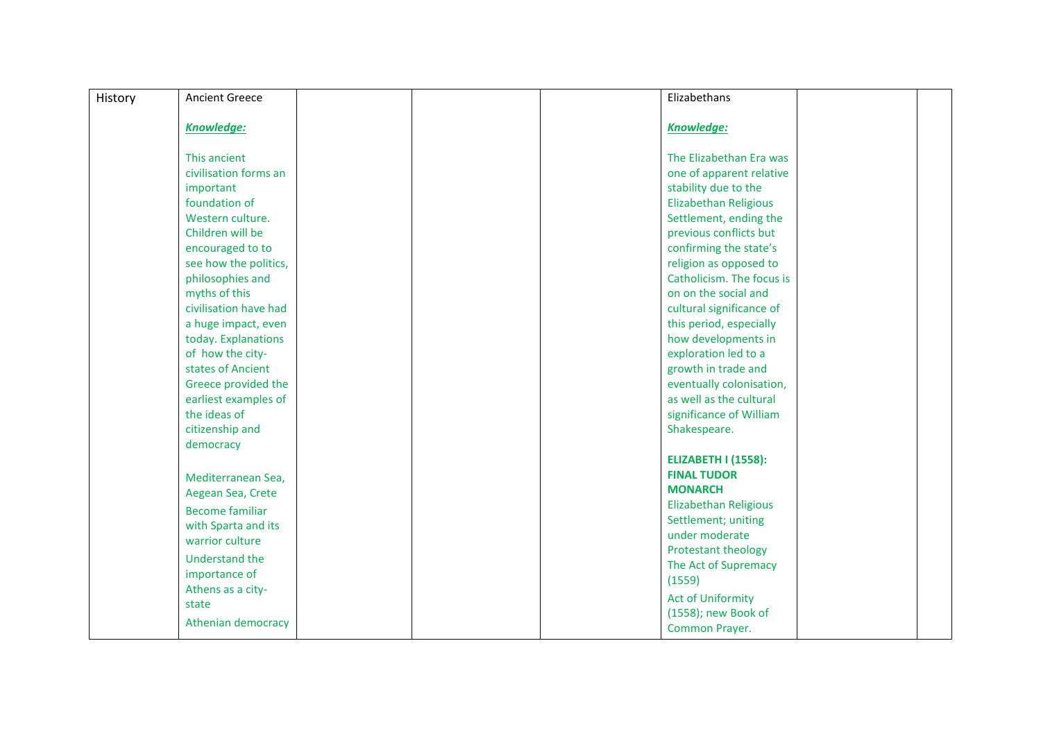| History | Ancient Greece<br><br>***Knowledge:***<br><br>This ancient civilisation forms an important foundation of Western culture. Children will be encouraged to to see how the politics, philosophies and myths of this civilisation have had a huge impact, even today. Explanations of how the city-states of Ancient Greece provided the earliest examples of the ideas of citizenship and democracy<br><br>Mediterranean Sea, Aegean Sea, Crete<br>Become familiar with Sparta and its warrior culture<br>Understand the importance of Athens as a city-state<br>Athenian democracy | | | | Elizabethans<br><br>***Knowledge:***<br><br>The Elizabethan Era was one of apparent relative stability due to the Elizabethan Religious Settlement, ending the previous conflicts but confirming the state's religion as opposed to Catholicism. The focus is on on the social and cultural significance of this period, especially how developments in exploration led to a growth in trade and eventually colonisation, as well as the cultural significance of William Shakespeare.<br><br>**ELIZABETH I (1558): FINAL TUDOR MONARCH**<br>Elizabethan Religious Settlement; uniting under moderate Protestant theology<br>The Act of Supremacy (1559)<br>Act of Uniformity (1558); new Book of Common Prayer. | | |
|---|---|---|---|---|---|---|---|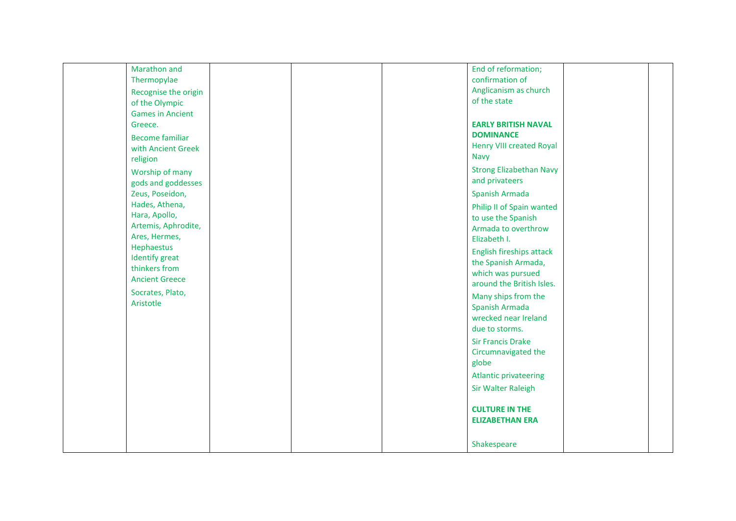|  | Marathon and Thermopylae<br><br>Recognise the origin of the Olympic Games in Ancient Greece.<br><br>Become familiar with Ancient Greek religion<br><br>Worship of many gods and goddesses Zeus, Poseidon, Hades, Athena, Hara, Apollo, Artemis, Aphrodite, Ares, Hermes, Hephaestus<br>Identify great thinkers from Ancient Greece<br><br>Socrates, Plato, Aristotle |  |  |  | End of reformation; confirmation of Anglicanism as church of the state<br><br>**EARLY BRITISH NAVAL DOMINANCE**<br>Henry VIII created Royal Navy<br><br>Strong Elizabethan Navy and privateers<br><br>Spanish Armada<br><br>Philip II of Spain wanted to use the Spanish Armada to overthrow Elizabeth I.<br><br>English fireships attack the Spanish Armada, which was pursued around the British Isles.<br><br>Many ships from the Spanish Armada wrecked near Ireland due to storms.<br><br>Sir Francis Drake Circumnavigated the globe<br><br>Atlantic privateering<br><br>Sir Walter Raleigh<br><br>**CULTURE IN THE ELIZABETHAN ERA**<br><br>Shakespeare |  |  |
|---|---|---|---|---|---|---|---|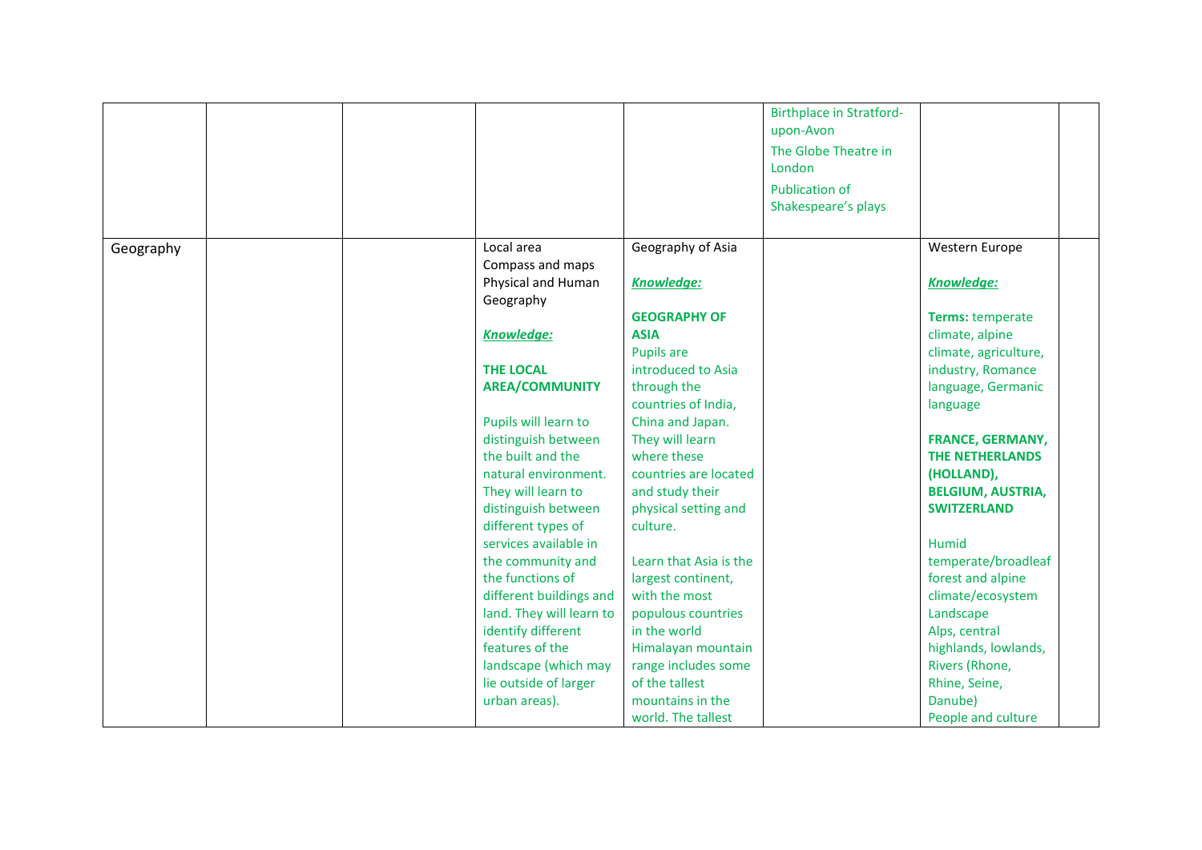| | | | | | | | |
|---|---|---|---|---|---|---|---|
| | | | | | Birthplace in Stratford-upon-Avon<br>The Globe Theatre in London<br>Publication of Shakespeare's plays | | |
| Geography | | | Local area<br>Compass and maps<br>Physical and Human Geography<br><br>***Knowledge:***<br><br>**THE LOCAL AREA/COMMUNITY**<br><br>Pupils will learn to distinguish between the built and the natural environment. They will learn to distinguish between different types of services available in the community and the functions of different buildings and land. They will learn to identify different features of the landscape (which may lie outside of larger urban areas). | Geography of Asia<br><br>***Knowledge:***<br><br>**GEOGRAPHY OF ASIA**<br>Pupils are introduced to Asia through the countries of India, China and Japan. They will learn where these countries are located and study their physical setting and culture.<br><br>Learn that Asia is the largest continent, with the most populous countries in the world Himalayan mountain range includes some of the tallest mountains in the world. The tallest | | Western Europe<br><br>***Knowledge:***<br><br>**Terms:** temperate climate, alpine climate, agriculture, industry, Romance language, Germanic language<br><br>**FRANCE, GERMANY, THE NETHERLANDS (HOLLAND), BELGIUM, AUSTRIA, SWITZERLAND**<br><br>Humid temperate/broadleaf forest and alpine climate/ecosystem<br>Landscape<br>Alps, central highlands, lowlands,<br>Rivers (Rhone, Rhine, Seine, Danube)<br>People and culture | |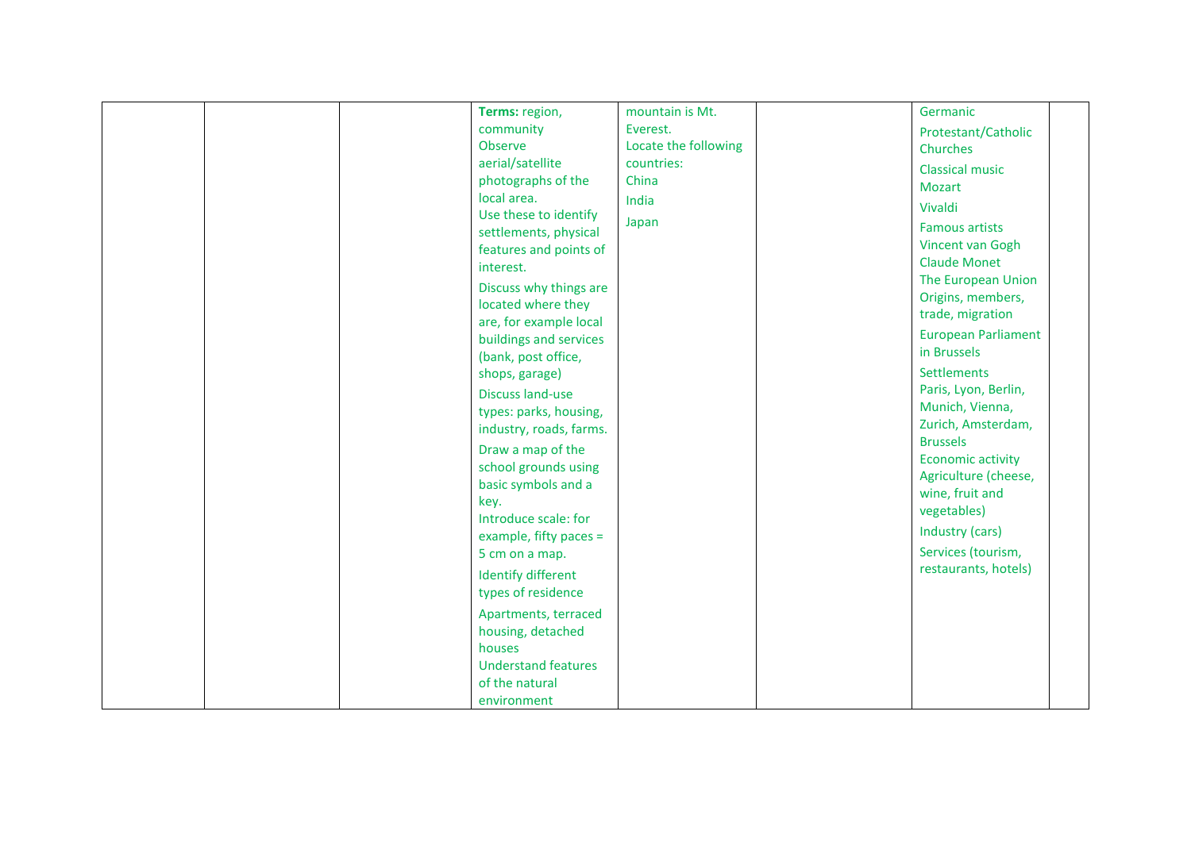|  |  |  |  |  |  |  |  |
|---|---|---|---|---|---|---|---|
|  |  |  | **Terms:** region, community<br>Observe aerial/satellite photographs of the local area.<br>Use these to identify settlements, physical features and points of interest.<br>Discuss why things are located where they are, for example local buildings and services (bank, post office, shops, garage)<br>Discuss land-use types: parks, housing, industry, roads, farms.<br>Draw a map of the school grounds using basic symbols and a key.<br>Introduce scale: for example, fifty paces = 5 cm on a map.<br>Identify different types of residence<br>Apartments, terraced housing, detached houses<br>Understand features of the natural environment | mountain is Mt. Everest.<br>Locate the following countries:<br>China<br>India<br>Japan |  | Germanic<br>Protestant/Catholic Churches<br>Classical music<br>Mozart<br>Vivaldi<br>Famous artists<br>Vincent van Gogh<br>Claude Monet<br>The European Union<br>Origins, members, trade, migration<br>European Parliament in Brussels<br>Settlements<br>Paris, Lyon, Berlin, Munich, Vienna, Zurich, Amsterdam, Brussels<br>Economic activity<br>Agriculture (cheese, wine, fruit and vegetables)<br>Industry (cars)<br>Services (tourism, restaurants, hotels) |  |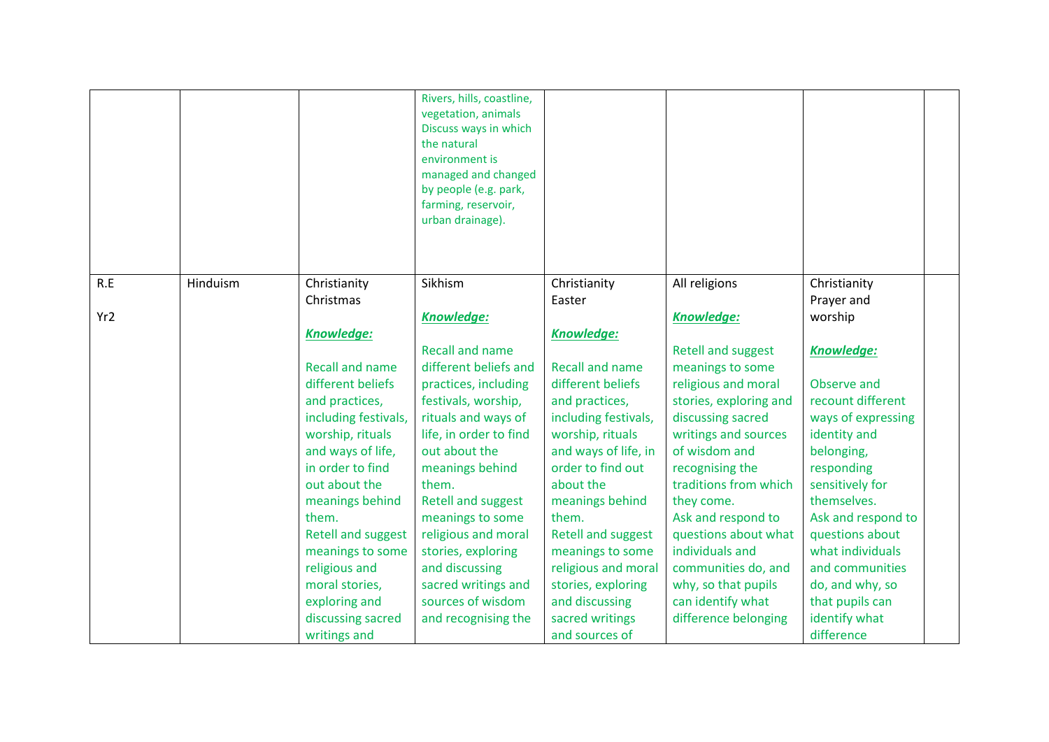| | | | | | | | |
|---|---|---|---|---|---|---|---|
| | | | Rivers, hills, coastline, vegetation, animals<br>Discuss ways in which the natural environment is managed and changed by people (e.g. park, farming, reservoir, urban drainage). | | | | |
| R.E<br><br>Yr2 | Hinduism | Christianity<br>Christmas<br><br>***Knowledge:***<br><br>Recall and name different beliefs and practices, including festivals, worship, rituals and ways of life, in order to find out about the meanings behind them.<br>Retell and suggest meanings to some religious and moral stories, exploring and discussing sacred writings and | Sikhism<br><br>***Knowledge:***<br><br>Recall and name different beliefs and practices, including festivals, worship, rituals and ways of life, in order to find out about the meanings behind them.<br>Retell and suggest meanings to some religious and moral stories, exploring and discussing sacred writings and sources of wisdom and recognising the | Christianity<br>Easter<br><br>***Knowledge:***<br><br>Recall and name different beliefs and practices, including festivals, worship, rituals and ways of life, in order to find out about the meanings behind them.<br>Retell and suggest meanings to some religious and moral stories, exploring and discussing sacred writings and sources of | All religions<br><br>***Knowledge:***<br><br>Retell and suggest meanings to some religious and moral stories, exploring and discussing sacred writings and sources of wisdom and recognising the traditions from which they come.<br>Ask and respond to questions about what individuals and communities do, and why, so that pupils can identify what difference belonging | Christianity<br>Prayer and worship<br><br>***Knowledge:***<br><br>Observe and recount different ways of expressing identity and belonging, responding sensitively for themselves.<br>Ask and respond to questions about what individuals and communities do, and why, so that pupils can identify what difference | |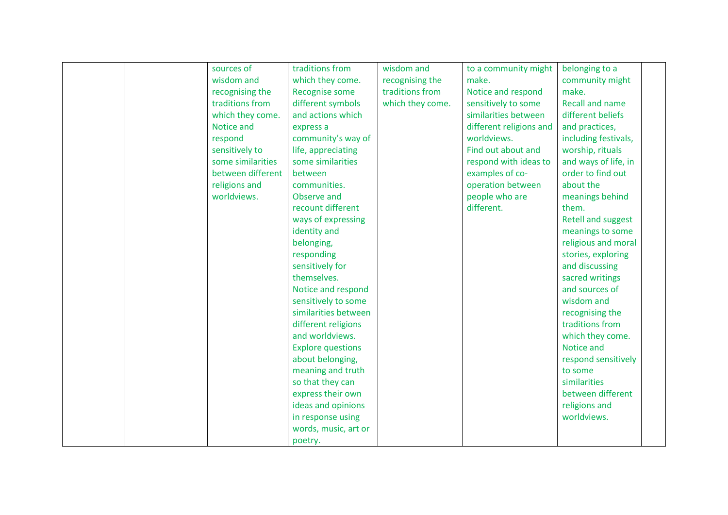|  |  |  |  |  |  |  |  |
|---|---|---|---|---|---|---|---|
|  |  | sources of wisdom and recognising the traditions from which they come. Notice and respond sensitively to some similarities between different religions and worldviews. | traditions from which they come. Recognise some different symbols and actions which express a community's way of life, appreciating some similarities between communities. Observe and recount different ways of expressing identity and belonging, responding sensitively for themselves. Notice and respond sensitively to some similarities between different religions and worldviews. Explore questions about belonging, meaning and truth so that they can express their own ideas and opinions in response using words, music, art or poetry. | wisdom and recognising the traditions from which they come. | to a community might make. Notice and respond sensitively to some similarities between different religions and worldviews. Find out about and respond with ideas to examples of co-operation between people who are different. | belonging to a community might make. Recall and name different beliefs and practices, including festivals, worship, rituals and ways of life, in order to find out about the meanings behind them. Retell and suggest meanings to some religious and moral stories, exploring and discussing sacred writings and sources of wisdom and recognising the traditions from which they come. Notice and respond sensitively to some similarities between different religions and worldviews. |  |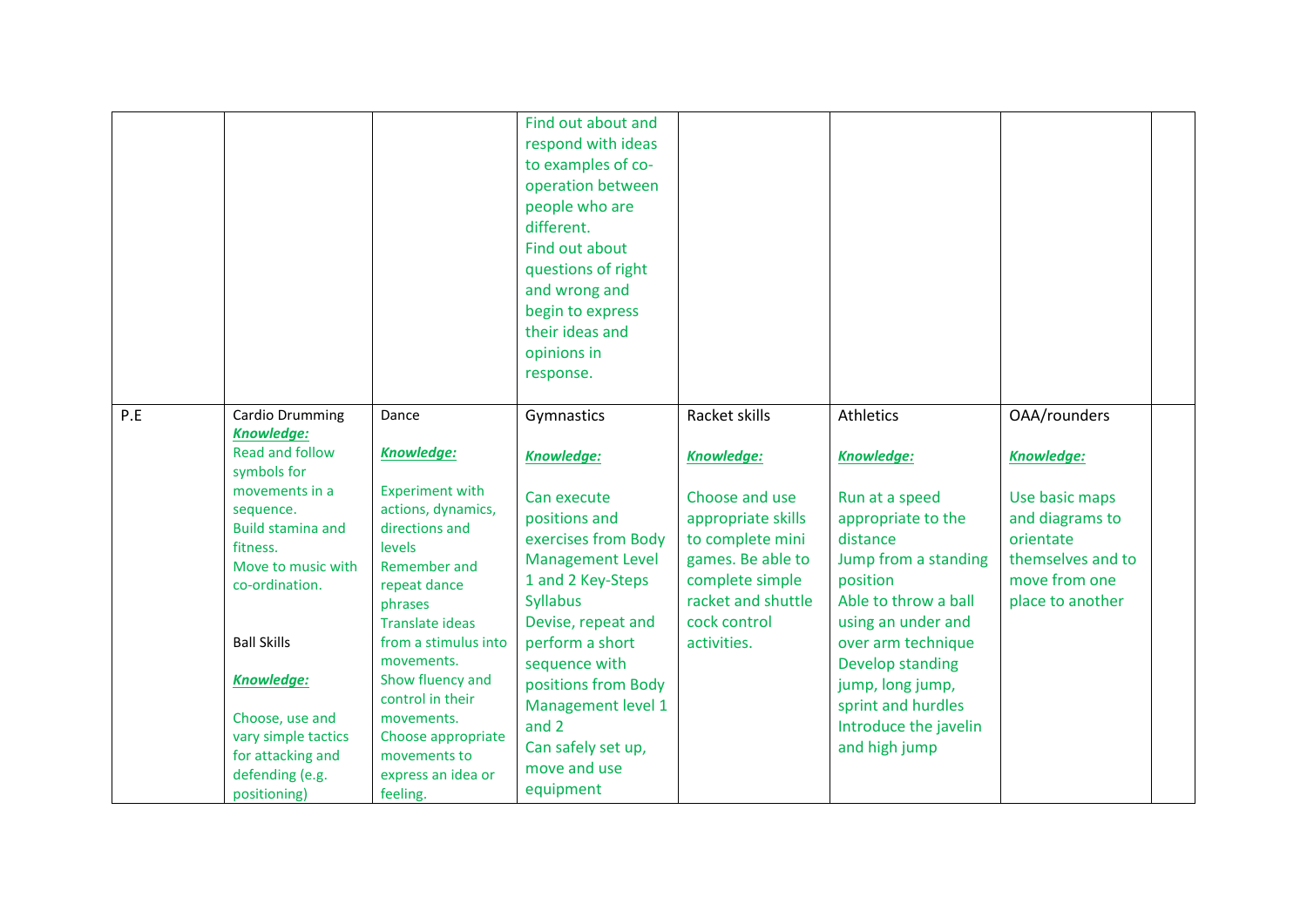| | | | | | | | |
|---|---|---|---|---|---|---|---|
| | | | Find out about and respond with ideas to examples of co-operation between people who are different.<br>Find out about questions of right and wrong and begin to express their ideas and opinions in response. | | | | |
| P.E | Cardio Drumming<br>***Knowledge:***<br>Read and follow symbols for movements in a sequence.<br>Build stamina and fitness.<br>Move to music with co-ordination.<br><br>Ball Skills<br><br>***Knowledge:***<br><br>Choose, use and vary simple tactics for attacking and defending (e.g. positioning) | Dance<br><br>***Knowledge:***<br><br>Experiment with actions, dynamics, directions and levels<br>Remember and repeat dance phrases<br>Translate ideas from a stimulus into movements.<br>Show fluency and control in their movements.<br>Choose appropriate movements to express an idea or feeling. | Gymnastics<br><br>***Knowledge:***<br><br>Can execute positions and exercises from Body Management Level 1 and 2 Key-Steps Syllabus<br>Devise, repeat and perform a short sequence with positions from Body Management level 1 and 2<br>Can safely set up, move and use equipment | Racket skills<br><br>***Knowledge:***<br><br>Choose and use appropriate skills to complete mini games. Be able to complete simple racket and shuttle cock control activities. | Athletics<br><br>***Knowledge:***<br><br>Run at a speed appropriate to the distance<br>Jump from a standing position<br>Able to throw a ball using an under and over arm technique<br>Develop standing jump, long jump, sprint and hurdles<br>Introduce the javelin and high jump | OAA/rounders<br><br>***Knowledge:***<br><br>Use basic maps and diagrams to orientate themselves and to move from one place to another | |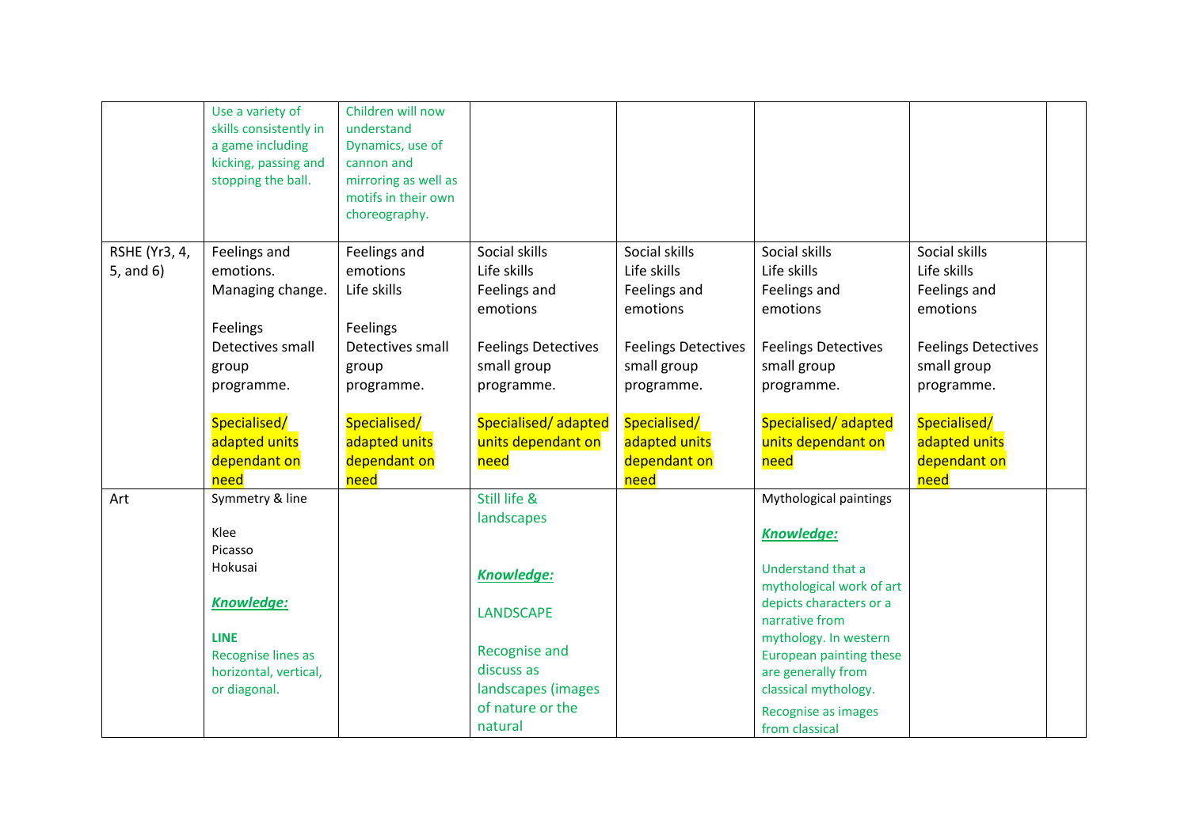| | | | | | | | |
|---|---|---|---|---|---|---|---|
| | Use a variety of skills consistently in a game including kicking, passing and stopping the ball. | Children will now understand Dynamics, use of cannon and mirroring as well as motifs in their own choreography. | | | | | |
| RSHE (Yr3, 4, 5, and 6) | Feelings and emotions.<br>Managing change.<br><br>Feelings Detectives small group programme.<br><br>Specialised/ adapted units dependant on need | Feelings and emotions<br>Life skills<br><br>Feelings Detectives small group programme.<br><br>Specialised/ adapted units dependant on need | Social skills<br>Life skills<br>Feelings and emotions<br><br>Feelings Detectives small group programme.<br><br>Specialised/ adapted units dependant on need | Social skills<br>Life skills<br>Feelings and emotions<br><br>Feelings Detectives small group programme.<br><br>Specialised/ adapted units dependant on need | Social skills<br>Life skills<br>Feelings and emotions<br><br>Feelings Detectives small group programme.<br><br>Specialised/ adapted units dependant on need | Social skills<br>Life skills<br>Feelings and emotions<br><br>Feelings Detectives small group programme.<br><br>Specialised/ adapted units dependant on need | |
| Art | Symmetry & line<br><br>Klee<br>Picasso<br>Hokusai<br><br>***Knowledge:***<br><br>**LINE**<br>Recognise lines as horizontal, vertical, or diagonal. | | Still life & landscapes<br><br>***Knowledge:***<br><br>LANDSCAPE<br><br>Recognise and discuss as landscapes (images of nature or the natural | | Mythological paintings<br><br>***Knowledge:***<br><br>Understand that a mythological work of art depicts characters or a narrative from mythology. In western European painting these are generally from classical mythology.<br>Recognise as images from classical | | |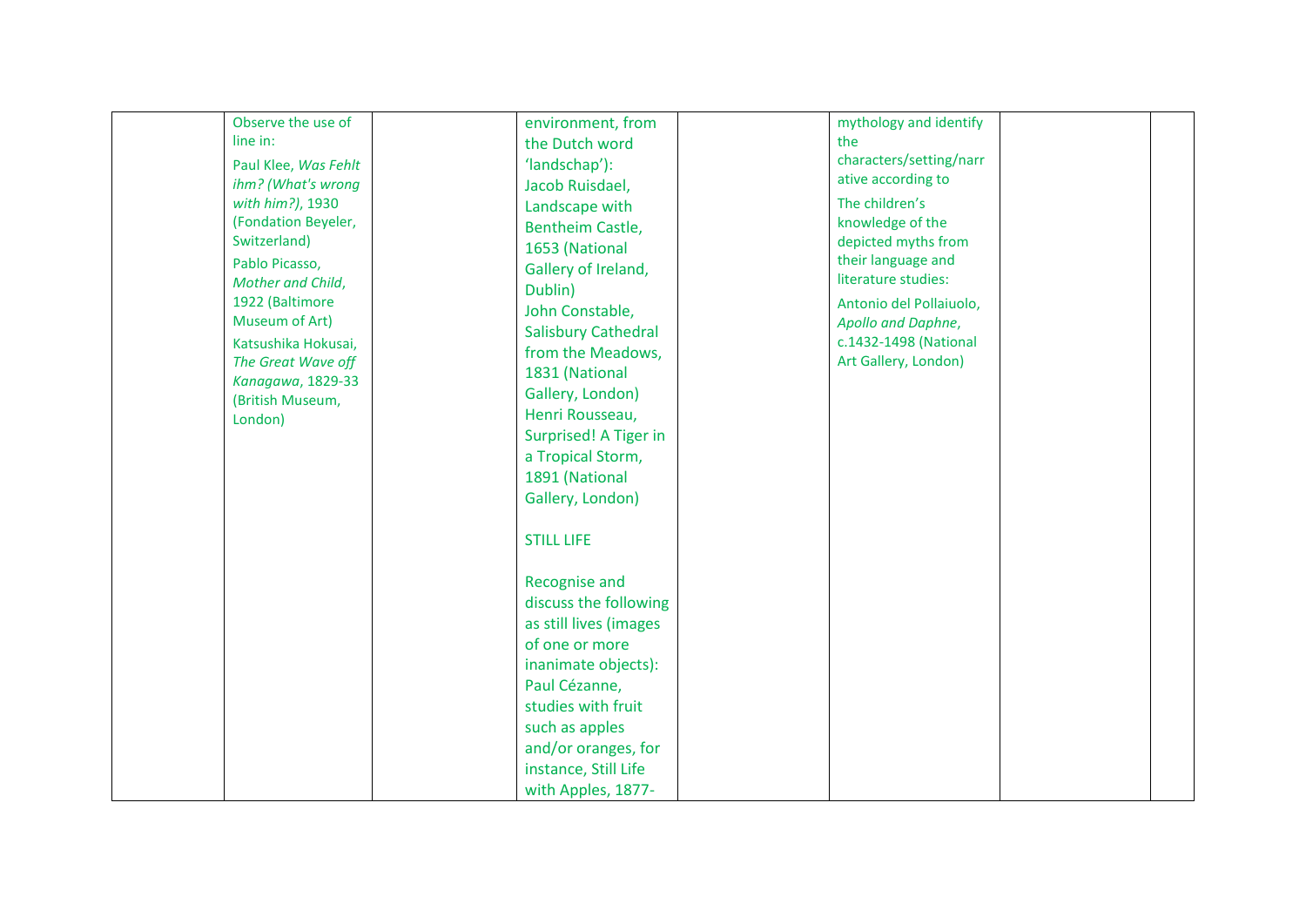|  |  |  |  |  |  |  |  |
|---|---|---|---|---|---|---|---|
|  | Observe the use of line in:<br><br>Paul Klee, *Was Fehlt ihm? (What's wrong with him?)*, 1930 (Fondation Beyeler, Switzerland)<br><br>Pablo Picasso, *Mother and Child*, 1922 (Baltimore Museum of Art)<br><br>Katsushika Hokusai, *The Great Wave off Kanagawa*, 1829-33 (British Museum, London) |  | environment, from the Dutch word 'landschap'):<br>Jacob Ruisdael, Landscape with Bentheim Castle, 1653 (National Gallery of Ireland, Dublin)<br>John Constable, Salisbury Cathedral from the Meadows, 1831 (National Gallery, London)<br>Henri Rousseau, Surprised! A Tiger in a Tropical Storm, 1891 (National Gallery, London)<br><br>STILL LIFE<br><br>Recognise and discuss the following as still lives (images of one or more inanimate objects):<br>Paul Cézanne, studies with fruit such as apples and/or oranges, for instance, Still Life with Apples, 1877- |  | mythology and identify the characters/setting/narrative according to<br><br>The children's knowledge of the depicted myths from their language and literature studies:<br><br>Antonio del Pollaiuolo, *Apollo and Daphne*, c.1432-1498 (National Art Gallery, London) |  |  |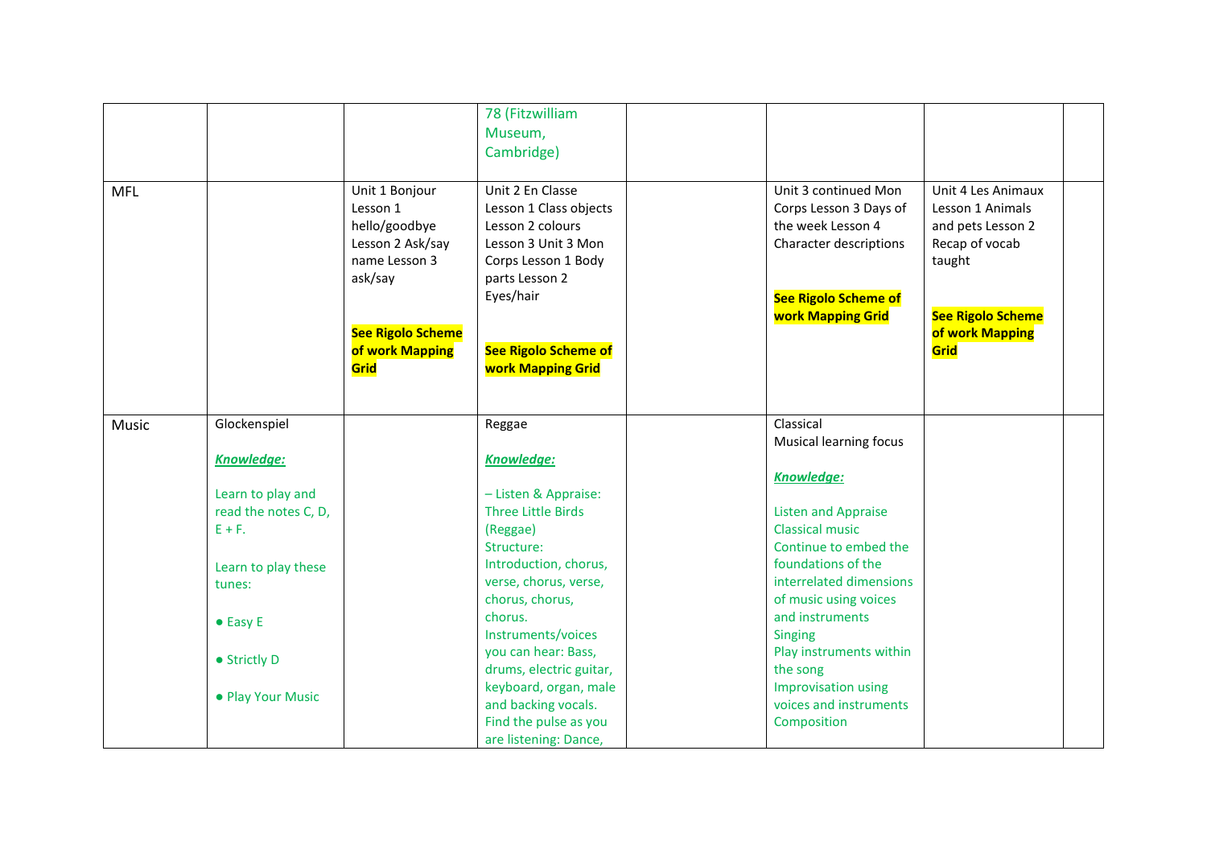| | | | | | | | |
|---|---|---|---|---|---|---|---|
| | | | 78 (Fitzwilliam Museum, Cambridge) | | | | |
| MFL | | Unit 1 Bonjour Lesson 1 hello/goodbye Lesson 2 Ask/say name Lesson 3 ask/say<br><br>**See Rigolo Scheme of work Mapping Grid** | Unit 2 En Classe Lesson 1 Class objects Lesson 2 colours Lesson 3 Unit 3 Mon Corps Lesson 1 Body parts Lesson 2 Eyes/hair<br><br>**See Rigolo Scheme of work Mapping Grid** | | Unit 3 continued Mon Corps Lesson 3 Days of the week Lesson 4 Character descriptions<br><br>**See Rigolo Scheme of work Mapping Grid** | Unit 4 Les Animaux Lesson 1 Animals and pets Lesson 2 Recap of vocab taught<br><br>**See Rigolo Scheme of work Mapping Grid** | |
| Music | Glockenspiel<br><br>***Knowledge:***<br><br>Learn to play and read the notes C, D, E + F.<br><br>Learn to play these tunes:<br><br>● Easy E<br><br>● Strictly D<br><br>● Play Your Music | | Reggae<br><br>***Knowledge:***<br><br>– Listen & Appraise: Three Little Birds (Reggae)<br>Structure: Introduction, chorus, verse, chorus, verse, chorus, chorus, chorus.<br>Instruments/voices you can hear: Bass, drums, electric guitar, keyboard, organ, male and backing vocals.<br>Find the pulse as you are listening: Dance, | | Classical<br>Musical learning focus<br><br>***Knowledge:***<br><br>Listen and Appraise Classical music<br>Continue to embed the foundations of the interrelated dimensions of music using voices and instruments<br>Singing<br>Play instruments within the song<br>Improvisation using voices and instruments<br>Composition | | |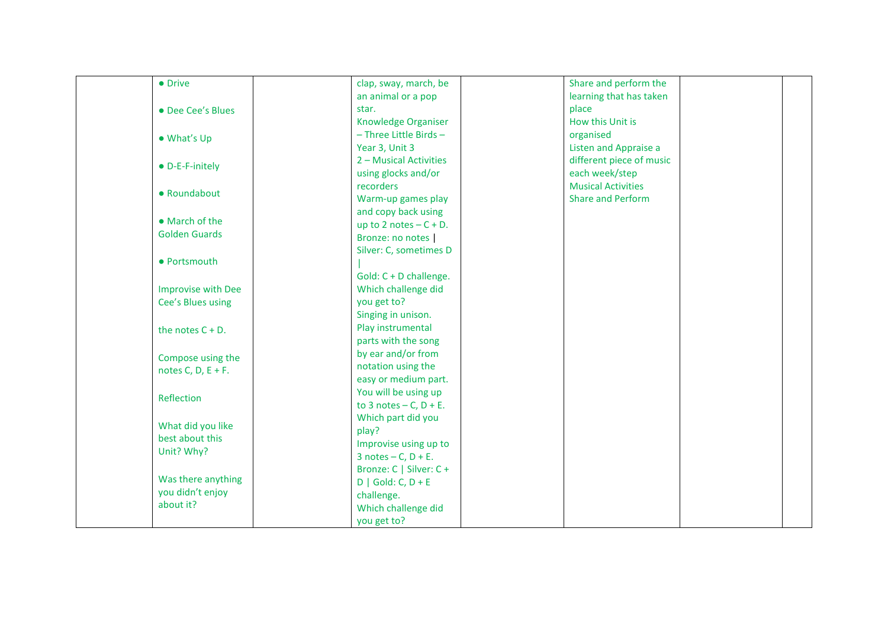|  |  |  |  |  |  |  |  |
|---|---|---|---|---|---|---|---|
|  | ● Drive<br><br>● Dee Cee's Blues<br><br>● What's Up<br><br>● D-E-F-initely<br><br>● Roundabout<br><br>● March of the Golden Guards<br><br>● Portsmouth<br><br>Improvise with Dee Cee's Blues using<br><br>the notes C + D.<br><br>Compose using the notes C, D, E + F.<br><br>Reflection<br><br>What did you like best about this Unit? Why?<br><br>Was there anything you didn't enjoy about it? |  | clap, sway, march, be an animal or a pop star.<br>Knowledge Organiser – Three Little Birds – Year 3, Unit 3<br>2 – Musical Activities using glocks and/or recorders<br>Warm-up games play and copy back using up to 2 notes – C + D.<br>Bronze: no notes \|<br>Silver: C, sometimes D \|<br>Gold: C + D challenge.<br>Which challenge did you get to?<br>Singing in unison.<br>Play instrumental parts with the song by ear and/or from notation using the easy or medium part.<br>You will be using up to 3 notes – C, D + E.<br>Which part did you play?<br>Improvise using up to 3 notes – C, D + E.<br>Bronze: C \| Silver: C + D \| Gold: C, D + E challenge.<br>Which challenge did you get to? |  | Share and perform the learning that has taken place<br>How this Unit is organised<br>Listen and Appraise a different piece of music each week/step<br>Musical Activities<br>Share and Perform |  |  |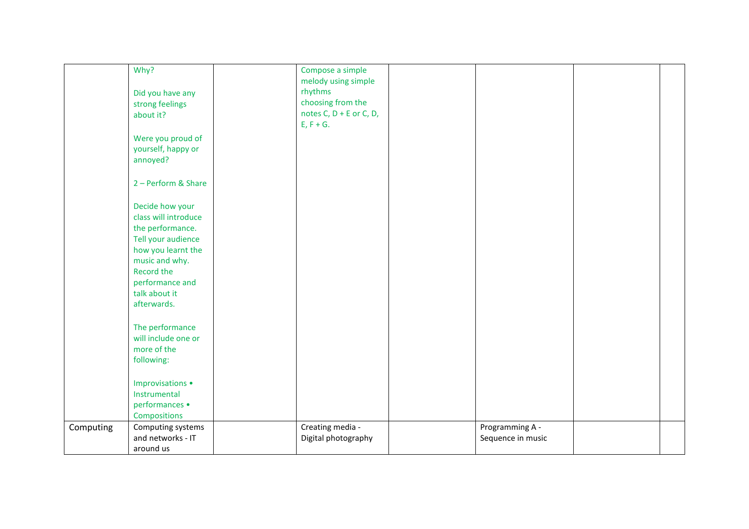| | | | | | | | |
|---|---|---|---|---|---|---|---|
| | Why?<br><br>Did you have any strong feelings about it?<br><br>Were you proud of yourself, happy or annoyed?<br><br>2 – Perform & Share<br><br>Decide how your class will introduce the performance. Tell your audience how you learnt the music and why. Record the performance and talk about it afterwards.<br><br>The performance will include one or more of the following:<br><br>Improvisations • Instrumental performances • Compositions | | Compose a simple melody using simple rhythms choosing from the notes C, D + E or C, D, E, F + G. | | | | |
| Computing | Computing systems and networks - IT around us | | Creating media - Digital photography | | Programming A - Sequence in music | | |